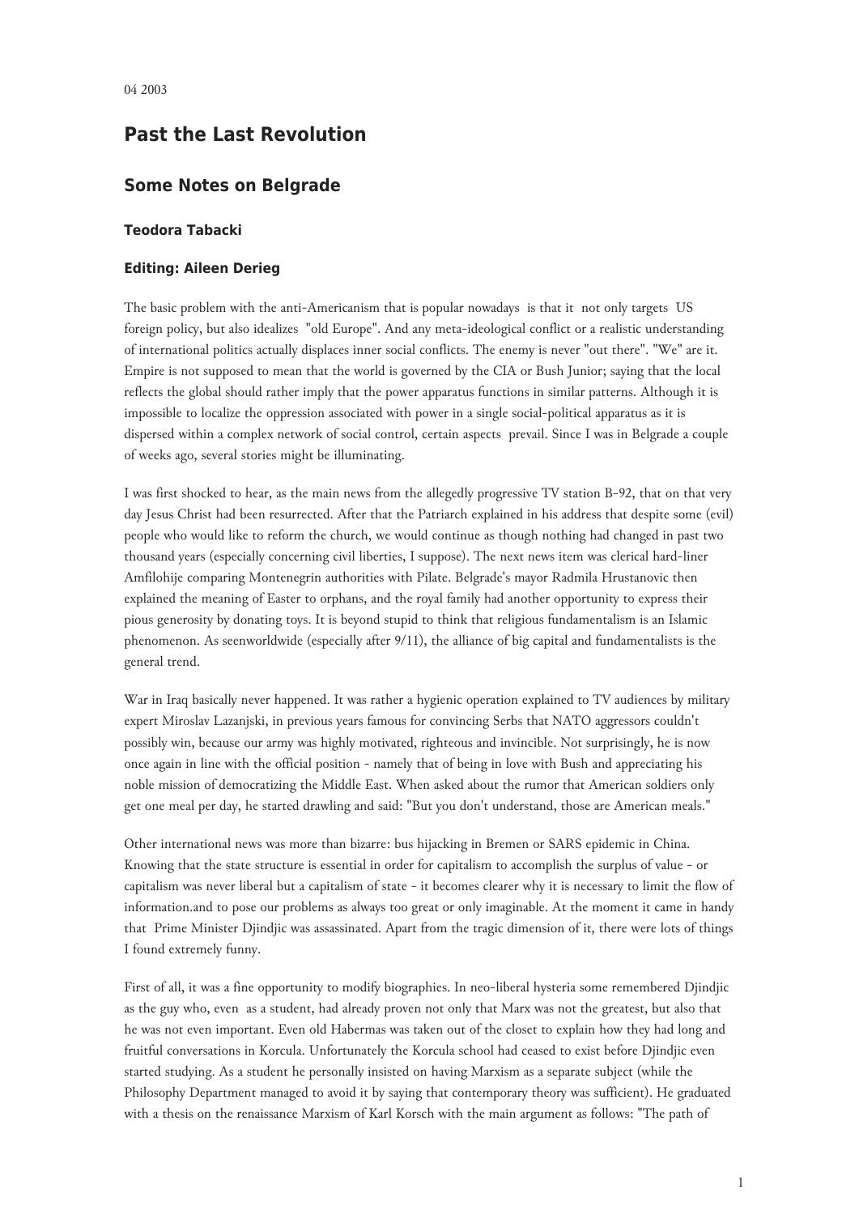04 2003

# Past the Last Revolution

## Some Notes on Belgrade

### Teodora Tabacki

### Editing: Aileen Derieg

The basic problem with the anti-Americanism that is popular nowadays is that it not only targets US foreign policy, but also idealizes "old Europe". And any meta-ideological conflict or a realistic understanding of international politics actually displaces inner social conflicts. The enemy is never "out there". "We" are it. Empire is not supposed to mean that the world is governed by the CIA or Bush Junior; saying that the local reflects the global should rather imply that the power apparatus functions in similar patterns. Although it is impossible to localize the oppression associated with power in a single social-political apparatus as it is dispersed within a complex network of social control, certain aspects prevail. Since I was in Belgrade a couple of weeks ago, several stories might be illuminating.

I was first shocked to hear, as the main news from the allegedly progressive TV station B-92, that on that very day Jesus Christ had been resurrected. After that the Patriarch explained in his address that despite some (evil) people who would like to reform the church, we would continue as though nothing had changed in past two thousand years (especially concerning civil liberties, I suppose). The next news item was clerical hard-liner Amfilohije comparing Montenegrin authorities with Pilate. Belgrade's mayor Radmila Hrustanovic then explained the meaning of Easter to orphans, and the royal family had another opportunity to express their pious generosity by donating toys. It is beyond stupid to think that religious fundamentalism is an Islamic phenomenon. As seenworldwide (especially after 9/11), the alliance of big capital and fundamentalists is the general trend.

War in Iraq basically never happened. It was rather a hygienic operation explained to TV audiences by military expert Miroslav Lazanjski, in previous years famous for convincing Serbs that NATO aggressors couldn't possibly win, because our army was highly motivated, righteous and invincible. Not surprisingly, he is now once again in line with the official position - namely that of being in love with Bush and appreciating his noble mission of democratizing the Middle East. When asked about the rumor that American soldiers only get one meal per day, he started drawling and said: "But you don't understand, those are American meals."

Other international news was more than bizarre: bus hijacking in Bremen or SARS epidemic in China. Knowing that the state structure is essential in order for capitalism to accomplish the surplus of value - or capitalism was never liberal but a capitalism of state - it becomes clearer why it is necessary to limit the flow of information.and to pose our problems as always too great or only imaginable. At the moment it came in handy that Prime Minister Djindjic was assassinated. Apart from the tragic dimension of it, there were lots of things I found extremely funny.

First of all, it was a fine opportunity to modify biographies. In neo-liberal hysteria some remembered Djindjic as the guy who, even as a student, had already proven not only that Marx was not the greatest, but also that he was not even important. Even old Habermas was taken out of the closet to explain how they had long and fruitful conversations in Korcula. Unfortunately the Korcula school had ceased to exist before Djindjic even started studying. As a student he personally insisted on having Marxism as a separate subject (while the Philosophy Department managed to avoid it by saying that contemporary theory was sufficient). He graduated with a thesis on the renaissance Marxism of Karl Korsch with the main argument as follows: "The path of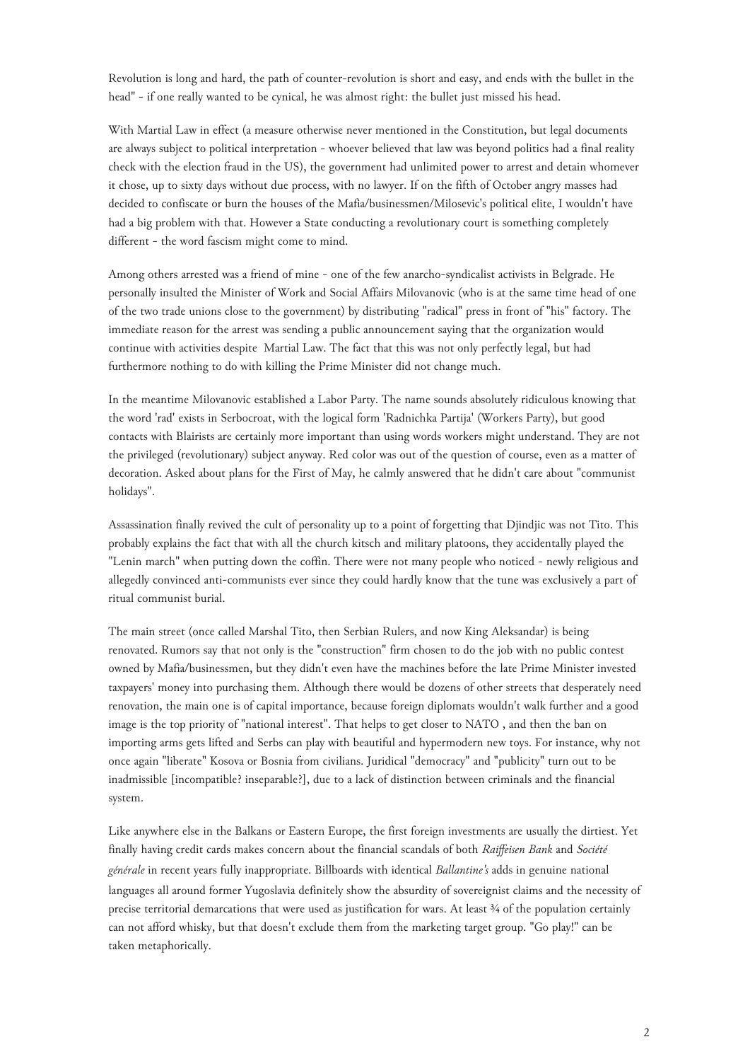Revolution is long and hard, the path of counter-revolution is short and easy, and ends with the bullet in the head" - if one really wanted to be cynical, he was almost right: the bullet just missed his head.

With Martial Law in effect (a measure otherwise never mentioned in the Constitution, but legal documents are always subject to political interpretation - whoever believed that law was beyond politics had a final reality check with the election fraud in the US), the government had unlimited power to arrest and detain whomever it chose, up to sixty days without due process, with no lawyer. If on the fifth of October angry masses had decided to confiscate or burn the houses of the Mafia/businessmen/Milosevic's political elite, I wouldn't have had a big problem with that. However a State conducting a revolutionary court is something completely different - the word fascism might come to mind.

Among others arrested was a friend of mine - one of the few anarcho-syndicalist activists in Belgrade. He personally insulted the Minister of Work and Social Affairs Milovanovic (who is at the same time head of one of the two trade unions close to the government) by distributing "radical" press in front of "his" factory. The immediate reason for the arrest was sending a public announcement saying that the organization would continue with activities despite Martial Law. The fact that this was not only perfectly legal, but had furthermore nothing to do with killing the Prime Minister did not change much.

In the meantime Milovanovic established a Labor Party. The name sounds absolutely ridiculous knowing that the word 'rad' exists in Serbocroat, with the logical form 'Radnichka Partija' (Workers Party), but good contacts with Blairists are certainly more important than using words workers might understand. They are not the privileged (revolutionary) subject anyway. Red color was out of the question of course, even as a matter of decoration. Asked about plans for the First of May, he calmly answered that he didn't care about "communist holidays".

Assassination finally revived the cult of personality up to a point of forgetting that Djindjic was not Tito. This probably explains the fact that with all the church kitsch and military platoons, they accidentally played the "Lenin march" when putting down the coffin. There were not many people who noticed - newly religious and allegedly convinced anti-communists ever since they could hardly know that the tune was exclusively a part of ritual communist burial.

The main street (once called Marshal Tito, then Serbian Rulers, and now King Aleksandar) is being renovated. Rumors say that not only is the "construction" firm chosen to do the job with no public contest owned by Mafia/businessmen, but they didn't even have the machines before the late Prime Minister invested taxpayers' money into purchasing them. Although there would be dozens of other streets that desperately need renovation, the main one is of capital importance, because foreign diplomats wouldn't walk further and a good image is the top priority of "national interest". That helps to get closer to NATO , and then the ban on importing arms gets lifted and Serbs can play with beautiful and hypermodern new toys. For instance, why not once again "liberate" Kosova or Bosnia from civilians. Juridical "democracy" and "publicity" turn out to be inadmissible [incompatible? inseparable?], due to a lack of distinction between criminals and the financial system.

Like anywhere else in the Balkans or Eastern Europe, the first foreign investments are usually the dirtiest. Yet finally having credit cards makes concern about the financial scandals of both *Raiffeisen Bank* and *Société générale* in recent years fully inappropriate. Billboards with identical *Ballantine's* adds in genuine national languages all around former Yugoslavia definitely show the absurdity of sovereignist claims and the necessity of precise territorial demarcations that were used as justification for wars. At least ¾ of the population certainly can not afford whisky, but that doesn't exclude them from the marketing target group. "Go play!" can be taken metaphorically.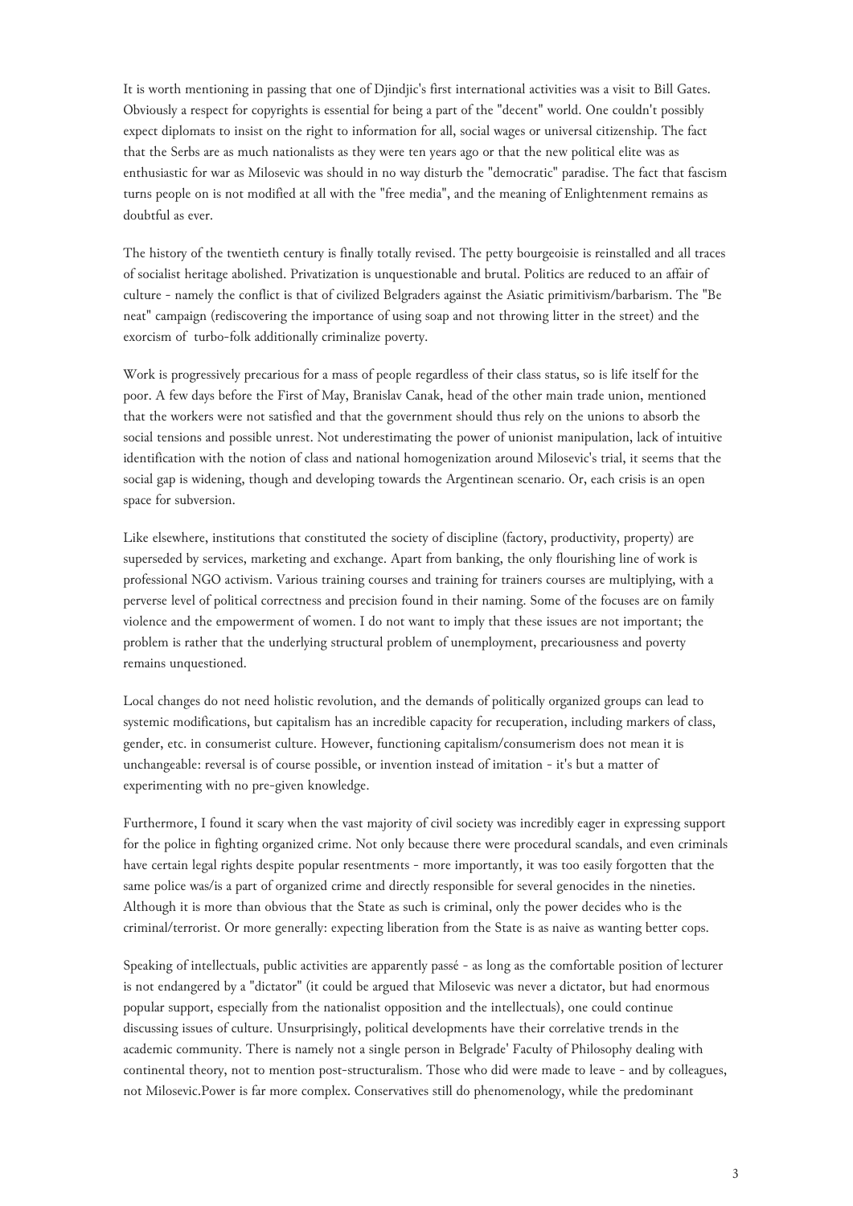It is worth mentioning in passing that one of Djindjic's first international activities was a visit to Bill Gates. Obviously a respect for copyrights is essential for being a part of the "decent" world. One couldn't possibly expect diplomats to insist on the right to information for all, social wages or universal citizenship. The fact that the Serbs are as much nationalists as they were ten years ago or that the new political elite was as enthusiastic for war as Milosevic was should in no way disturb the "democratic" paradise. The fact that fascism turns people on is not modified at all with the "free media", and the meaning of Enlightenment remains as doubtful as ever.

The history of the twentieth century is finally totally revised. The petty bourgeoisie is reinstalled and all traces of socialist heritage abolished. Privatization is unquestionable and brutal. Politics are reduced to an affair of culture - namely the conflict is that of civilized Belgraders against the Asiatic primitivism/barbarism. The "Be neat" campaign (rediscovering the importance of using soap and not throwing litter in the street) and the exorcism of  turbo-folk additionally criminalize poverty.

Work is progressively precarious for a mass of people regardless of their class status, so is life itself for the poor. A few days before the First of May, Branislav Canak, head of the other main trade union, mentioned that the workers were not satisfied and that the government should thus rely on the unions to absorb the social tensions and possible unrest. Not underestimating the power of unionist manipulation, lack of intuitive identification with the notion of class and national homogenization around Milosevic's trial, it seems that the social gap is widening, though and developing towards the Argentinean scenario. Or, each crisis is an open space for subversion.

Like elsewhere, institutions that constituted the society of discipline (factory, productivity, property) are superseded by services, marketing and exchange. Apart from banking, the only flourishing line of work is professional NGO activism. Various training courses and training for trainers courses are multiplying, with a perverse level of political correctness and precision found in their naming. Some of the focuses are on family violence and the empowerment of women. I do not want to imply that these issues are not important; the problem is rather that the underlying structural problem of unemployment, precariousness and poverty remains unquestioned.

Local changes do not need holistic revolution, and the demands of politically organized groups can lead to systemic modifications, but capitalism has an incredible capacity for recuperation, including markers of class, gender, etc. in consumerist culture. However, functioning capitalism/consumerism does not mean it is unchangeable: reversal is of course possible, or invention instead of imitation - it's but a matter of experimenting with no pre-given knowledge.

Furthermore, I found it scary when the vast majority of civil society was incredibly eager in expressing support for the police in fighting organized crime. Not only because there were procedural scandals, and even criminals have certain legal rights despite popular resentments - more importantly, it was too easily forgotten that the same police was/is a part of organized crime and directly responsible for several genocides in the nineties. Although it is more than obvious that the State as such is criminal, only the power decides who is the criminal/terrorist. Or more generally: expecting liberation from the State is as naive as wanting better cops.

Speaking of intellectuals, public activities are apparently passé - as long as the comfortable position of lecturer is not endangered by a "dictator" (it could be argued that Milosevic was never a dictator, but had enormous popular support, especially from the nationalist opposition and the intellectuals), one could continue discussing issues of culture. Unsurprisingly, political developments have their correlative trends in the academic community. There is namely not a single person in Belgrade' Faculty of Philosophy dealing with continental theory, not to mention post-structuralism. Those who did were made to leave - and by colleagues, not Milosevic.Power is far more complex. Conservatives still do phenomenology, while the predominant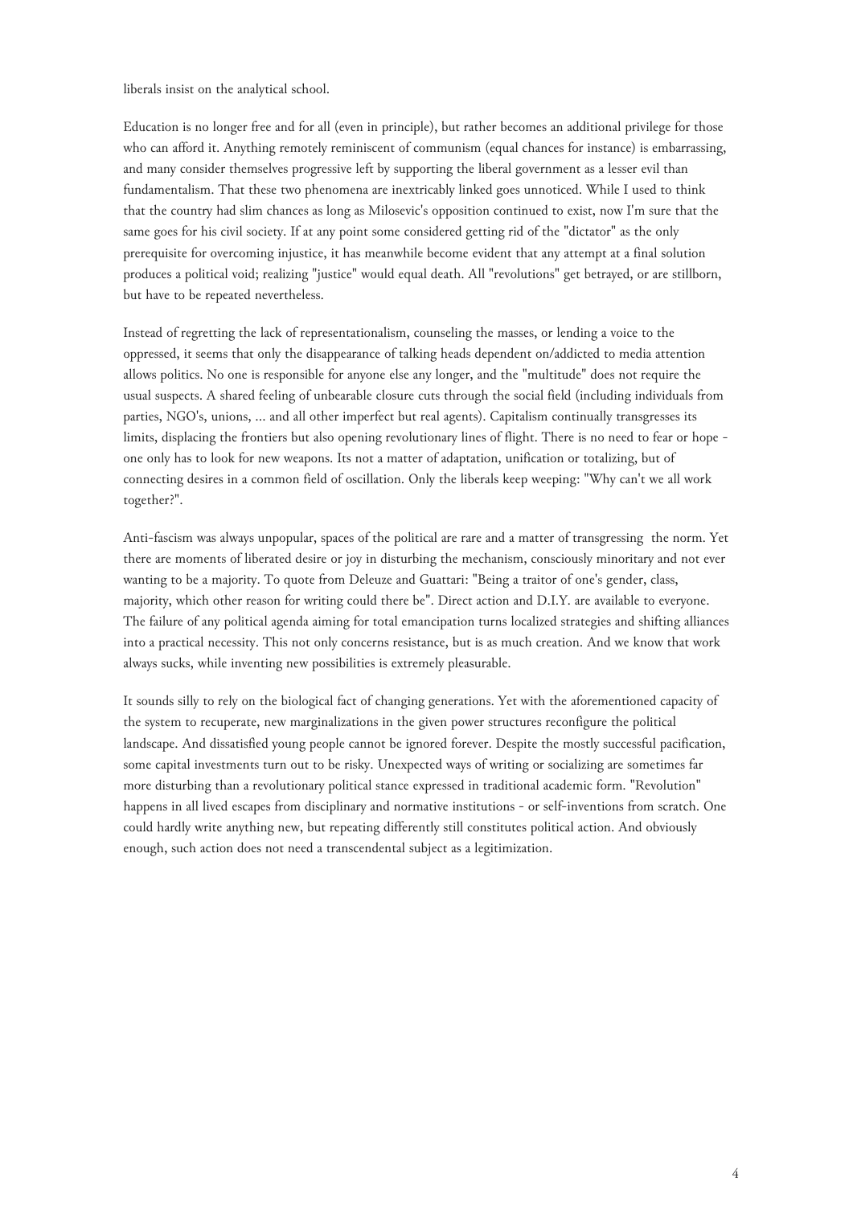liberals insist on the analytical school.

Education is no longer free and for all (even in principle), but rather becomes an additional privilege for those who can afford it. Anything remotely reminiscent of communism (equal chances for instance) is embarrassing, and many consider themselves progressive left by supporting the liberal government as a lesser evil than fundamentalism. That these two phenomena are inextricably linked goes unnoticed. While I used to think that the country had slim chances as long as Milosevic's opposition continued to exist, now I'm sure that the same goes for his civil society. If at any point some considered getting rid of the "dictator" as the only prerequisite for overcoming injustice, it has meanwhile become evident that any attempt at a final solution produces a political void; realizing "justice" would equal death. All "revolutions" get betrayed, or are stillborn, but have to be repeated nevertheless.

Instead of regretting the lack of representationalism, counseling the masses, or lending a voice to the oppressed, it seems that only the disappearance of talking heads dependent on/addicted to media attention allows politics. No one is responsible for anyone else any longer, and the "multitude" does not require the usual suspects. A shared feeling of unbearable closure cuts through the social field (including individuals from parties, NGO's, unions, ... and all other imperfect but real agents). Capitalism continually transgresses its limits, displacing the frontiers but also opening revolutionary lines of flight. There is no need to fear or hope - one only has to look for new weapons. Its not a matter of adaptation, unification or totalizing, but of connecting desires in a common field of oscillation. Only the liberals keep weeping: "Why can't we all work together?".

Anti-fascism was always unpopular, spaces of the political are rare and a matter of transgressing the norm. Yet there are moments of liberated desire or joy in disturbing the mechanism, consciously minoritary and not ever wanting to be a majority. To quote from Deleuze and Guattari: "Being a traitor of one's gender, class, majority, which other reason for writing could there be". Direct action and D.I.Y. are available to everyone. The failure of any political agenda aiming for total emancipation turns localized strategies and shifting alliances into a practical necessity. This not only concerns resistance, but is as much creation. And we know that work always sucks, while inventing new possibilities is extremely pleasurable.

It sounds silly to rely on the biological fact of changing generations. Yet with the aforementioned capacity of the system to recuperate, new marginalizations in the given power structures reconfigure the political landscape. And dissatisfied young people cannot be ignored forever. Despite the mostly successful pacification, some capital investments turn out to be risky. Unexpected ways of writing or socializing are sometimes far more disturbing than a revolutionary political stance expressed in traditional academic form. "Revolution" happens in all lived escapes from disciplinary and normative institutions - or self-inventions from scratch. One could hardly write anything new, but repeating differently still constitutes political action. And obviously enough, such action does not need a transcendental subject as a legitimization.